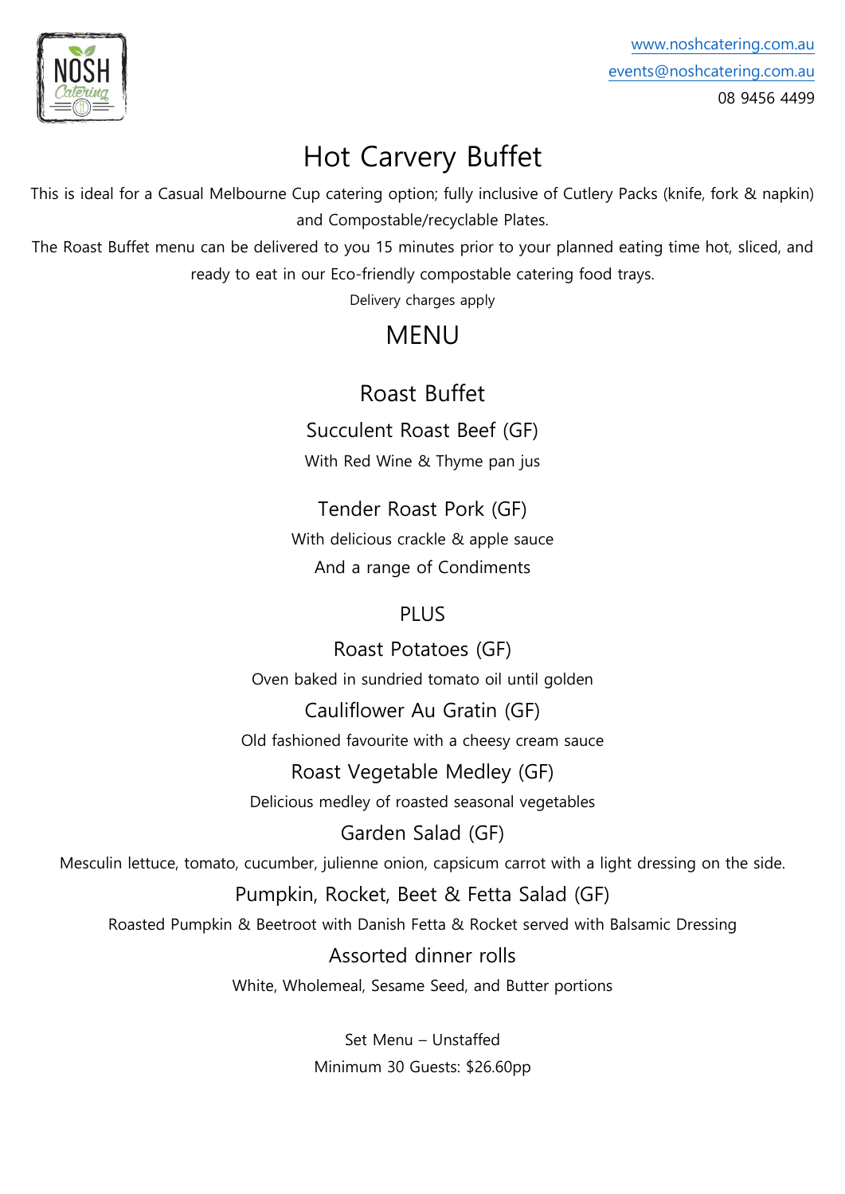www.noshcatering.com.au
events@noshcatering.com.au
08 9456 4499

# Hot Carvery Buffet

This is ideal for a Casual Melbourne Cup catering option; fully inclusive of Cutlery Packs (knife, fork & napkin) and Compostable/recyclable Plates.

The Roast Buffet menu can be delivered to you 15 minutes prior to your planned eating time hot, sliced, and ready to eat in our Eco-friendly compostable catering food trays.

Delivery charges apply

## MENU

### Roast Buffet

**Succulent Roast Beef (GF)**
With Red Wine & Thyme pan jus

**Tender Roast Pork (GF)**
With delicious crackle & apple sauce
And a range of Condiments

PLUS

**Roast Potatoes (GF)**
Oven baked in sundried tomato oil until golden

**Cauliflower Au Gratin (GF)**
Old fashioned favourite with a cheesy cream sauce

**Roast Vegetable Medley (GF)**
Delicious medley of roasted seasonal vegetables

**Garden Salad (GF)**
Mesculin lettuce, tomato, cucumber, julienne onion, capsicum carrot with a light dressing on the side.

**Pumpkin, Rocket, Beet & Fetta Salad (GF)**
Roasted Pumpkin & Beetroot with Danish Fetta & Rocket served with Balsamic Dressing

**Assorted dinner rolls**
White, Wholemeal, Sesame Seed, and Butter portions

Set Menu – Unstaffed
Minimum 30 Guests: $26.60pp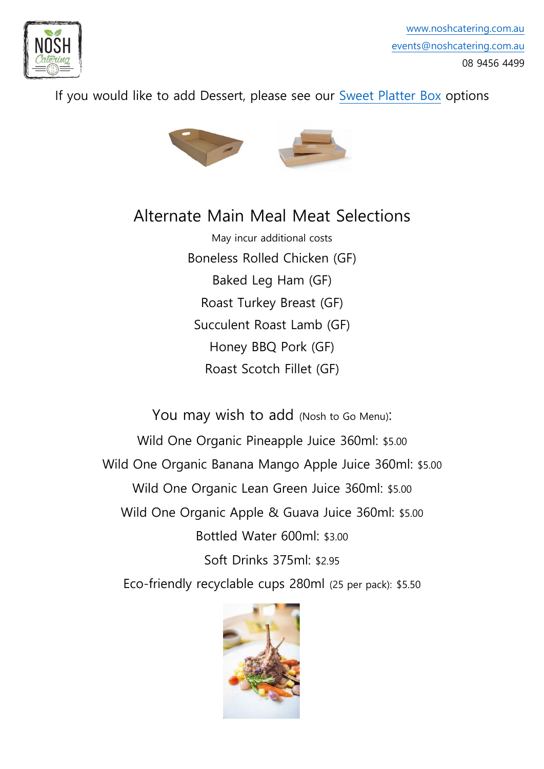If you would like to add Dessert, please see our Sweet Platter Box options

## Alternate Main Meal Meat Selections

May incur additional costs

Boneless Rolled Chicken (GF)

Baked Leg Ham (GF)

Roast Turkey Breast (GF)

Succulent Roast Lamb (GF)

Honey BBQ Pork (GF)

Roast Scotch Fillet (GF)

## You may wish to add (Nosh to Go Menu):

Wild One Organic Pineapple Juice 360ml: $5.00

Wild One Organic Banana Mango Apple Juice 360ml: $5.00

Wild One Organic Lean Green Juice 360ml: $5.00

Wild One Organic Apple & Guava Juice 360ml: $5.00

Bottled Water 600ml: $3.00

Soft Drinks 375ml: $2.95

Eco-friendly recyclable cups 280ml (25 per pack): $5.50